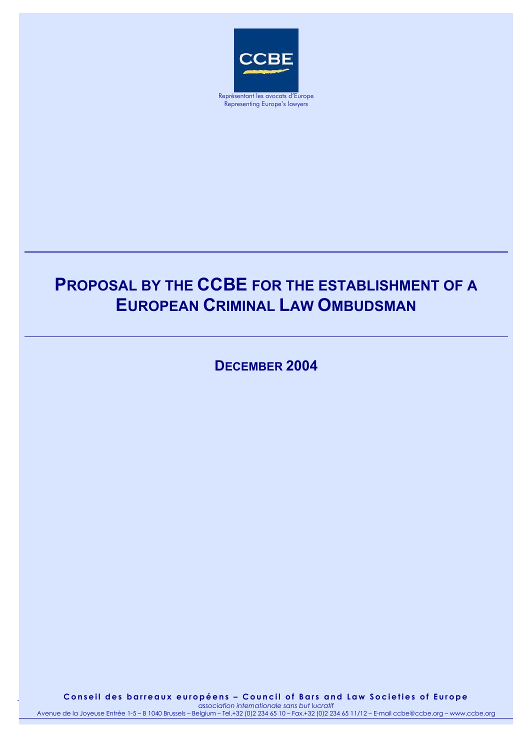CCBE

Représentant les avocats d'Europe
Representing Europe's lawyers

# PROPOSAL BY THE CCBE FOR THE ESTABLISHMENT OF A EUROPEAN CRIMINAL LAW OMBUDSMAN

## DECEMBER 2004

**Conseil des barreaux européens – Council of Bars and Law Societies of Europe**
*association internationale sans but lucratif*
Avenue de la Joyeuse Entrée 1-5 – B 1040 Brussels – Belgium – Tel.+32 (0)2 234 65 10 – Fax.+32 (0)2 234 65 11/12 – E-mail ccbe@ccbe.org – www.ccbe.org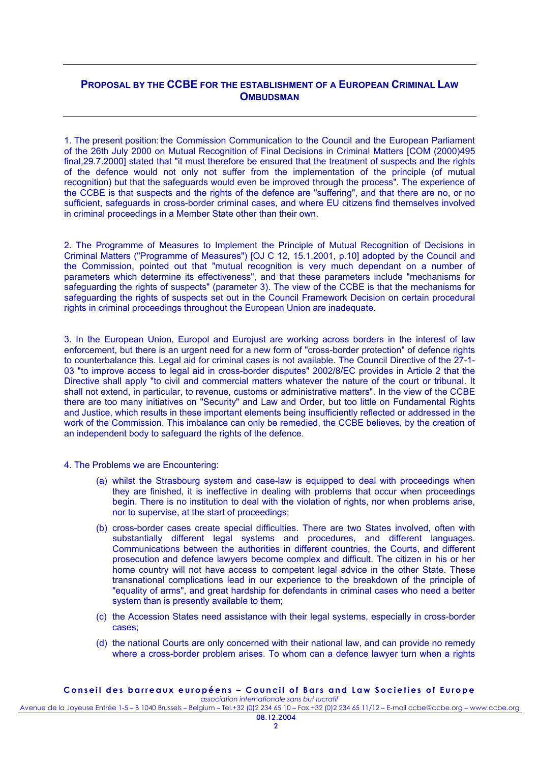## PROPOSAL BY THE CCBE FOR THE ESTABLISHMENT OF A EUROPEAN CRIMINAL LAW OMBUDSMAN

1. The present position: the Commission Communication to the Council and the European Parliament of the 26th July 2000 on Mutual Recognition of Final Decisions in Criminal Matters [COM (2000)495 final,29.7.2000] stated that "it must therefore be ensured that the treatment of suspects and the rights of the defence would not only not suffer from the implementation of the principle (of mutual recognition) but that the safeguards would even be improved through the process". The experience of the CCBE is that suspects and the rights of the defence are "suffering", and that there are no, or no sufficient, safeguards in cross-border criminal cases, and where EU citizens find themselves involved in criminal proceedings in a Member State other than their own.

2. The Programme of Measures to Implement the Principle of Mutual Recognition of Decisions in Criminal Matters ("Programme of Measures") [OJ C 12, 15.1.2001, p.10] adopted by the Council and the Commission, pointed out that "mutual recognition is very much dependant on a number of parameters which determine its effectiveness", and that these parameters include "mechanisms for safeguarding the rights of suspects" (parameter 3). The view of the CCBE is that the mechanisms for safeguarding the rights of suspects set out in the Council Framework Decision on certain procedural rights in criminal proceedings throughout the European Union are inadequate.

3. In the European Union, Europol and Eurojust are working across borders in the interest of law enforcement, but there is an urgent need for a new form of "cross-border protection" of defence rights to counterbalance this. Legal aid for criminal cases is not available. The Council Directive of the 27-1-03 "to improve access to legal aid in cross-border disputes" 2002/8/EC provides in Article 2 that the Directive shall apply "to civil and commercial matters whatever the nature of the court or tribunal. It shall not extend, in particular, to revenue, customs or administrative matters". In the view of the CCBE there are too many initiatives on "Security" and Law and Order, but too little on Fundamental Rights and Justice, which results in these important elements being insufficiently reflected or addressed in the work of the Commission. This imbalance can only be remedied, the CCBE believes, by the creation of an independent body to safeguard the rights of the defence.

4. The Problems we are Encountering:

(a) whilst the Strasbourg system and case-law is equipped to deal with proceedings when they are finished, it is ineffective in dealing with problems that occur when proceedings begin. There is no institution to deal with the violation of rights, nor when problems arise, nor to supervise, at the start of proceedings;

(b) cross-border cases create special difficulties. There are two States involved, often with substantially different legal systems and procedures, and different languages. Communications between the authorities in different countries, the Courts, and different prosecution and defence lawyers become complex and difficult. The citizen in his or her home country will not have access to competent legal advice in the other State. These transnational complications lead in our experience to the breakdown of the principle of "equality of arms", and great hardship for defendants in criminal cases who need a better system than is presently available to them;

(c) the Accession States need assistance with their legal systems, especially in cross-border cases;

(d) the national Courts are only concerned with their national law, and can provide no remedy where a cross-border problem arises. To whom can a defence lawyer turn when a rights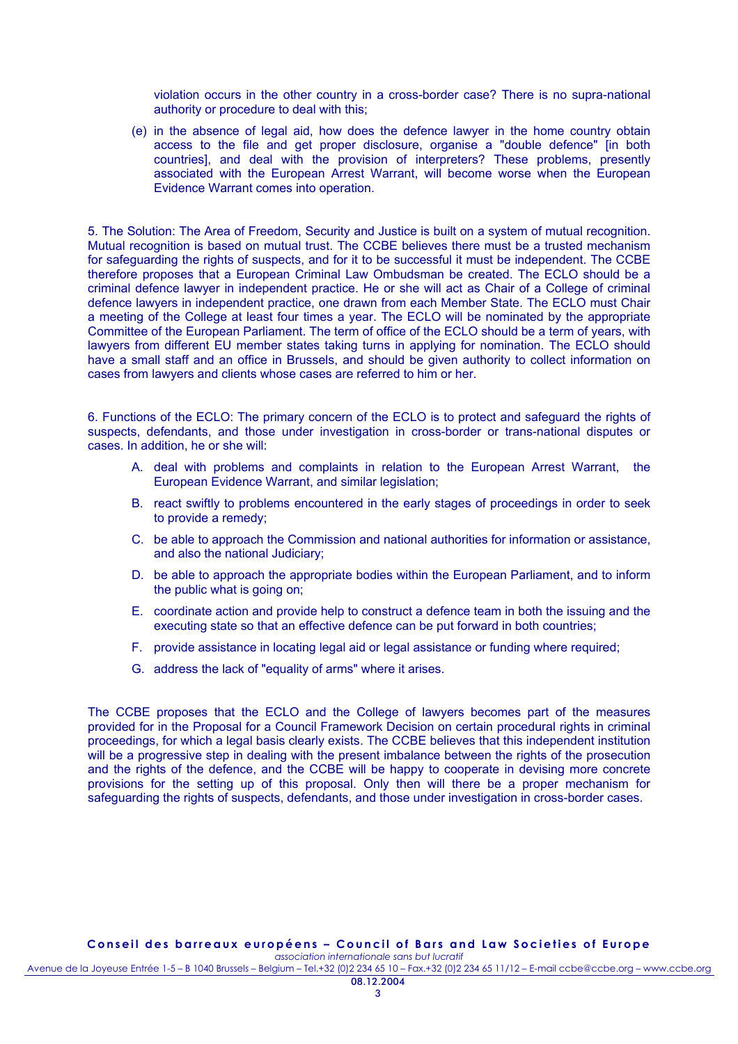violation occurs in the other country in a cross-border case? There is no supra-national authority or procedure to deal with this;

(e) in the absence of legal aid, how does the defence lawyer in the home country obtain access to the file and get proper disclosure, organise a "double defence" [in both countries], and deal with the provision of interpreters? These problems, presently associated with the European Arrest Warrant, will become worse when the European Evidence Warrant comes into operation.

5. The Solution: The Area of Freedom, Security and Justice is built on a system of mutual recognition. Mutual recognition is based on mutual trust. The CCBE believes there must be a trusted mechanism for safeguarding the rights of suspects, and for it to be successful it must be independent. The CCBE therefore proposes that a European Criminal Law Ombudsman be created. The ECLO should be a criminal defence lawyer in independent practice. He or she will act as Chair of a College of criminal defence lawyers in independent practice, one drawn from each Member State. The ECLO must Chair a meeting of the College at least four times a year. The ECLO will be nominated by the appropriate Committee of the European Parliament. The term of office of the ECLO should be a term of years, with lawyers from different EU member states taking turns in applying for nomination. The ECLO should have a small staff and an office in Brussels, and should be given authority to collect information on cases from lawyers and clients whose cases are referred to him or her.

6. Functions of the ECLO: The primary concern of the ECLO is to protect and safeguard the rights of suspects, defendants, and those under investigation in cross-border or trans-national disputes or cases. In addition, he or she will:

A. deal with problems and complaints in relation to the European Arrest Warrant, the European Evidence Warrant, and similar legislation;
B. react swiftly to problems encountered in the early stages of proceedings in order to seek to provide a remedy;
C. be able to approach the Commission and national authorities for information or assistance, and also the national Judiciary;
D. be able to approach the appropriate bodies within the European Parliament, and to inform the public what is going on;
E. coordinate action and provide help to construct a defence team in both the issuing and the executing state so that an effective defence can be put forward in both countries;
F. provide assistance in locating legal aid or legal assistance or funding where required;
G. address the lack of "equality of arms" where it arises.

The CCBE proposes that the ECLO and the College of lawyers becomes part of the measures provided for in the Proposal for a Council Framework Decision on certain procedural rights in criminal proceedings, for which a legal basis clearly exists. The CCBE believes that this independent institution will be a progressive step in dealing with the present imbalance between the rights of the prosecution and the rights of the defence, and the CCBE will be happy to cooperate in devising more concrete provisions for the setting up of this proposal. Only then will there be a proper mechanism for safeguarding the rights of suspects, defendants, and those under investigation in cross-border cases.